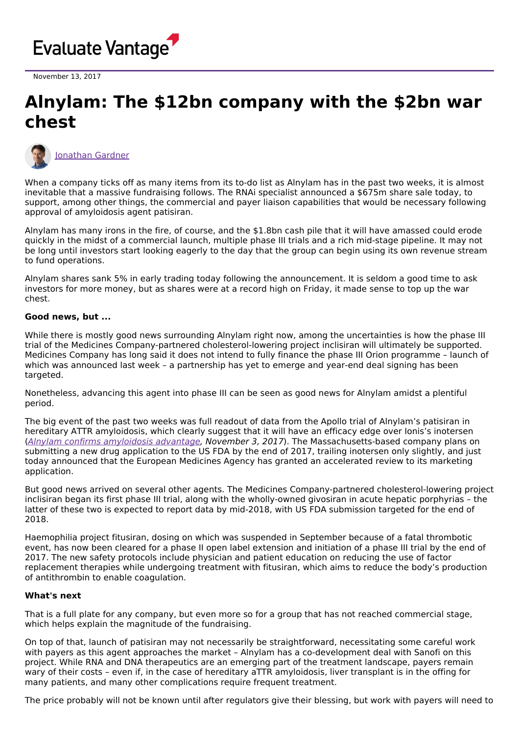Evaluate Vantage

November 13, 2017

# Alnylam: The $12bn company with the $2bn war chest

Jonathan Gardner

When a company ticks off as many items from its to-do list as Alnylam has in the past two weeks, it is almost inevitable that a massive fundraising follows. The RNAi specialist announced a $675m share sale today, to support, among other things, the commercial and payer liaison capabilities that would be necessary following approval of amyloidosis agent patisiran.

Alnylam has many irons in the fire, of course, and the $1.8bn cash pile that it will have amassed could erode quickly in the midst of a commercial launch, multiple phase III trials and a rich mid-stage pipeline. It may not be long until investors start looking eagerly to the day that the group can begin using its own revenue stream to fund operations.

Alnylam shares sank 5% in early trading today following the announcement. It is seldom a good time to ask investors for more money, but as shares were at a record high on Friday, it made sense to top up the war chest.

**Good news, but ...**

While there is mostly good news surrounding Alnylam right now, among the uncertainties is how the phase III trial of the Medicines Company-partnered cholesterol-lowering project inclisiran will ultimately be supported. Medicines Company has long said it does not intend to fully finance the phase III Orion programme – launch of which was announced last week – a partnership has yet to emerge and year-end deal signing has been targeted.

Nonetheless, advancing this agent into phase III can be seen as good news for Alnylam amidst a plentiful period.

The big event of the past two weeks was full readout of data from the Apollo trial of Alnylam's patisiran in hereditary ATTR amyloidosis, which clearly suggest that it will have an efficacy edge over Ionis's inotersen (*Alnylam confirms amyloidosis advantage, November 3, 2017*). The Massachusetts-based company plans on submitting a new drug application to the US FDA by the end of 2017, trailing inotersen only slightly, and just today announced that the European Medicines Agency has granted an accelerated review to its marketing application.

But good news arrived on several other agents. The Medicines Company-partnered cholesterol-lowering project inclisiran began its first phase III trial, along with the wholly-owned givosiran in acute hepatic porphyrias – the latter of these two is expected to report data by mid-2018, with US FDA submission targeted for the end of 2018.

Haemophilia project fitusiran, dosing on which was suspended in September because of a fatal thrombotic event, has now been cleared for a phase II open label extension and initiation of a phase III trial by the end of 2017. The new safety protocols include physician and patient education on reducing the use of factor replacement therapies while undergoing treatment with fitusiran, which aims to reduce the body's production of antithrombin to enable coagulation.

**What's next**

That is a full plate for any company, but even more so for a group that has not reached commercial stage, which helps explain the magnitude of the fundraising.

On top of that, launch of patisiran may not necessarily be straightforward, necessitating some careful work with payers as this agent approaches the market – Alnylam has a co-development deal with Sanofi on this project. While RNA and DNA therapeutics are an emerging part of the treatment landscape, payers remain wary of their costs – even if, in the case of hereditary aTTR amyloidosis, liver transplant is in the offing for many patients, and many other complications require frequent treatment.

The price probably will not be known until after regulators give their blessing, but work with payers will need to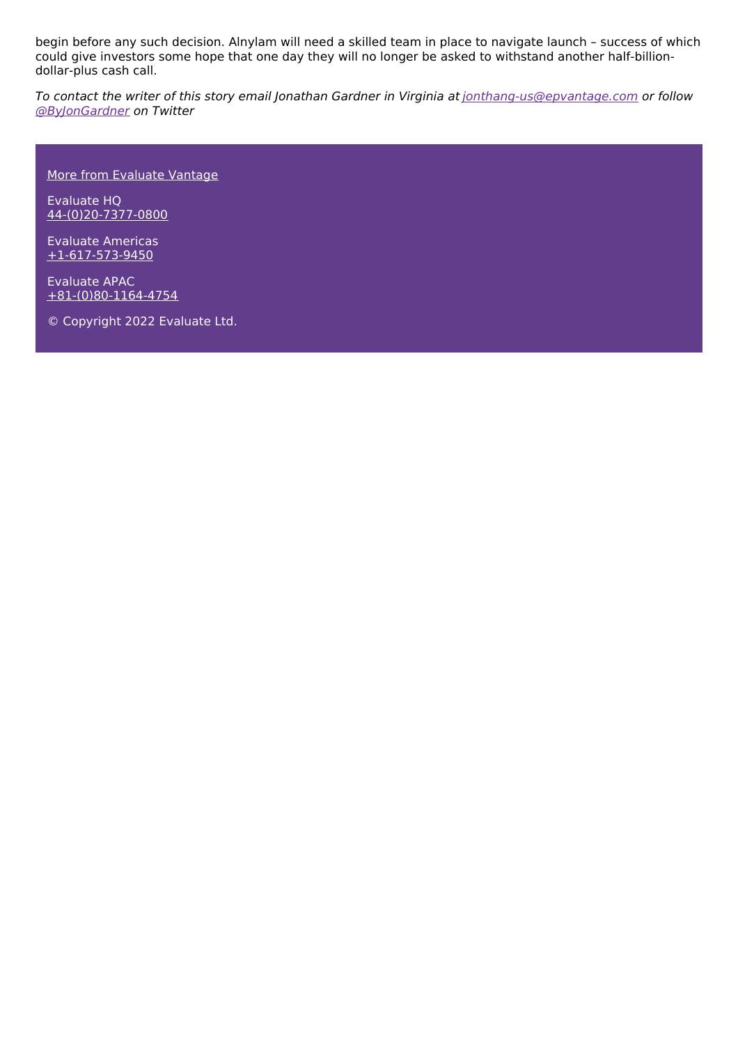begin before any such decision. Alnylam will need a skilled team in place to navigate launch – success of which could give investors some hope that one day they will no longer be asked to withstand another half-billion-dollar-plus cash call.

*To contact the writer of this story email Jonathan Gardner in Virginia at [jonthang-us@epvantage.com](mailto:jonthang-us@epvantage.com) or follow [@ByJonGardner](https://twitter.com/ByJonGardner) on Twitter*

[More from Evaluate Vantage]()

Evaluate HQ
44-(0)20-7377-0800

Evaluate Americas
+1-617-573-9450

Evaluate APAC
+81-(0)80-1164-4754

© Copyright 2022 Evaluate Ltd.